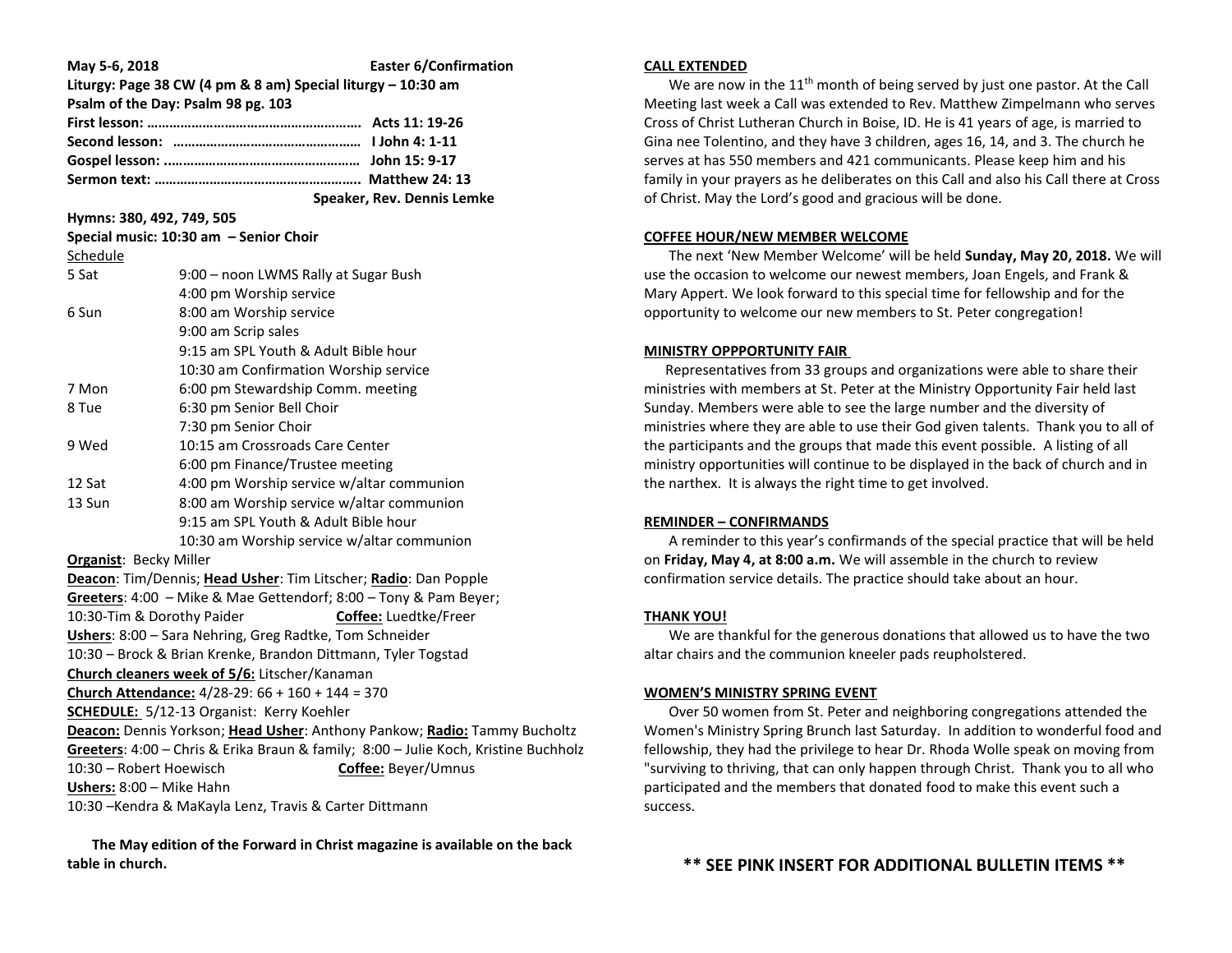**May 5-6, 2018** **Easter 6/Confirmation**

**Liturgy: Page 38 CW (4 pm & 8 am) Special liturgy – 10:30 am**

**Psalm of the Day: Psalm 98 pg. 103**

**First lesson: ………………………………………………… Acts 11: 19-26**

**Second lesson: …………………………………………… I John 4: 1-11**

**Gospel lesson: …………………………………………… John 15: 9-17**

**Sermon text: ……………………………………………… Matthew 24: 13**

**Speaker, Rev. Dennis Lemke**

**Hymns: 380, 492, 749, 505**

**Special music: 10:30 am – Senior Choir**

Schedule

| | |
|---|---|
| 5 Sat | 9:00 – noon LWMS Rally at Sugar Bush |
| | 4:00 pm Worship service |
| 6 Sun | 8:00 am Worship service |
| | 9:00 am Scrip sales |
| | 9:15 am SPL Youth & Adult Bible hour |
| | 10:30 am Confirmation Worship service |
| 7 Mon | 6:00 pm Stewardship Comm. meeting |
| 8 Tue | 6:30 pm Senior Bell Choir |
| | 7:30 pm Senior Choir |
| 9 Wed | 10:15 am Crossroads Care Center |
| | 6:00 pm Finance/Trustee meeting |
| 12 Sat | 4:00 pm Worship service w/altar communion |
| 13 Sun | 8:00 am Worship service w/altar communion |
| | 9:15 am SPL Youth & Adult Bible hour |
| | 10:30 am Worship service w/altar communion |

**Organist**: Becky Miller

**Deacon**: Tim/Dennis; **Head Usher**: Tim Litscher; **Radio**: Dan Popple

**Greeters**: 4:00 – Mike & Mae Gettendorf; 8:00 – Tony & Pam Beyer; 10:30-Tim & Dorothy Paider **Coffee:** Luedtke/Freer

**Ushers**: 8:00 – Sara Nehring, Greg Radtke, Tom Schneider

10:30 – Brock & Brian Krenke, Brandon Dittmann, Tyler Togstad

**Church cleaners week of 5/6:** Litscher/Kanaman

**Church Attendance:** 4/28-29: 66 + 160 + 144 = 370

**SCHEDULE:** 5/12-13 Organist: Kerry Koehler

**Deacon:** Dennis Yorkson; **Head Usher**: Anthony Pankow; **Radio:** Tammy Bucholtz

**Greeters**: 4:00 – Chris & Erika Braun & family; 8:00 – Julie Koch, Kristine Buchholz

10:30 – Robert Hoewisch **Coffee:** Beyer/Umnus

**Ushers:** 8:00 – Mike Hahn

10:30 –Kendra & MaKayla Lenz, Travis & Carter Dittmann

**The May edition of the Forward in Christ magazine is available on the back table in church.**

**CALL EXTENDED**

We are now in the 11th month of being served by just one pastor. At the Call Meeting last week a Call was extended to Rev. Matthew Zimpelmann who serves Cross of Christ Lutheran Church in Boise, ID. He is 41 years of age, is married to Gina nee Tolentino, and they have 3 children, ages 16, 14, and 3. The church he serves at has 550 members and 421 communicants. Please keep him and his family in your prayers as he deliberates on this Call and also his Call there at Cross of Christ. May the Lord's good and gracious will be done.

**COFFEE HOUR/NEW MEMBER WELCOME**

The next 'New Member Welcome' will be held **Sunday, May 20, 2018.** We will use the occasion to welcome our newest members, Joan Engels, and Frank & Mary Appert. We look forward to this special time for fellowship and for the opportunity to welcome our new members to St. Peter congregation!

**MINISTRY OPPPORTUNITY FAIR**

Representatives from 33 groups and organizations were able to share their ministries with members at St. Peter at the Ministry Opportunity Fair held last Sunday. Members were able to see the large number and the diversity of ministries where they are able to use their God given talents. Thank you to all of the participants and the groups that made this event possible. A listing of all ministry opportunities will continue to be displayed in the back of church and in the narthex. It is always the right time to get involved.

**REMINDER – CONFIRMANDS**

A reminder to this year's confirmands of the special practice that will be held on **Friday, May 4, at 8:00 a.m.** We will assemble in the church to review confirmation service details. The practice should take about an hour.

**THANK YOU!**

We are thankful for the generous donations that allowed us to have the two altar chairs and the communion kneeler pads reupholstered.

**WOMEN'S MINISTRY SPRING EVENT**

Over 50 women from St. Peter and neighboring congregations attended the Women's Ministry Spring Brunch last Saturday. In addition to wonderful food and fellowship, they had the privilege to hear Dr. Rhoda Wolle speak on moving from "surviving to thriving, that can only happen through Christ. Thank you to all who participated and the members that donated food to make this event such a success.

**\*\* SEE PINK INSERT FOR ADDITIONAL BULLETIN ITEMS \*\***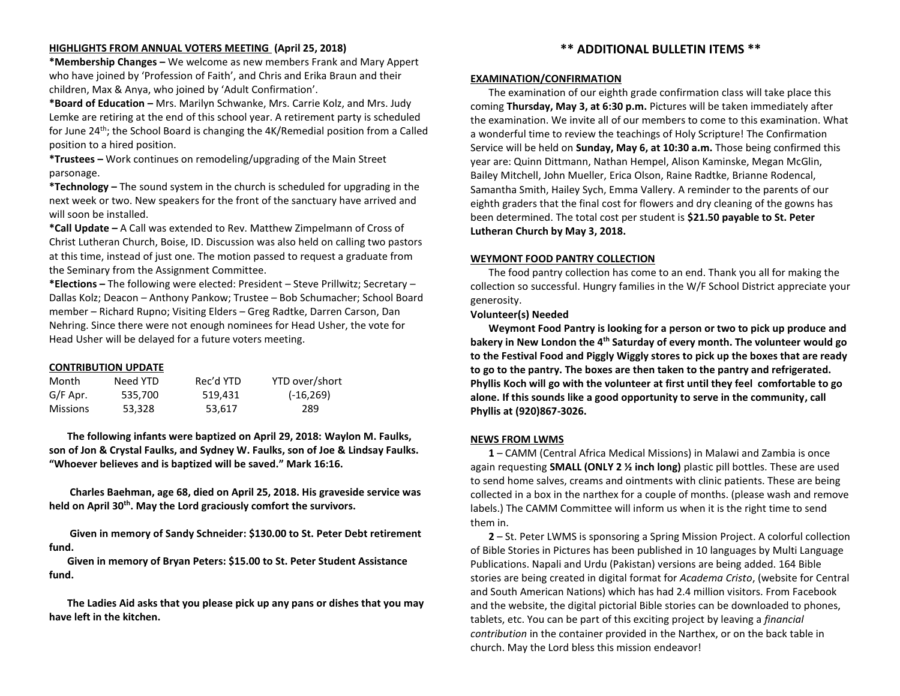## HIGHLIGHTS FROM ANNUAL VOTERS MEETING (April 25, 2018)

**\*Membership Changes –** We welcome as new members Frank and Mary Appert who have joined by 'Profession of Faith', and Chris and Erika Braun and their children, Max & Anya, who joined by 'Adult Confirmation'.

**\*Board of Education –** Mrs. Marilyn Schwanke, Mrs. Carrie Kolz, and Mrs. Judy Lemke are retiring at the end of this school year. A retirement party is scheduled for June 24th; the School Board is changing the 4K/Remedial position from a Called position to a hired position.

**\*Trustees –** Work continues on remodeling/upgrading of the Main Street parsonage.

**\*Technology –** The sound system in the church is scheduled for upgrading in the next week or two. New speakers for the front of the sanctuary have arrived and will soon be installed.

**\*Call Update –** A Call was extended to Rev. Matthew Zimpelmann of Cross of Christ Lutheran Church, Boise, ID. Discussion was also held on calling two pastors at this time, instead of just one. The motion passed to request a graduate from the Seminary from the Assignment Committee.

**\*Elections –** The following were elected: President – Steve Prillwitz; Secretary – Dallas Kolz; Deacon – Anthony Pankow; Trustee – Bob Schumacher; School Board member – Richard Rupno; Visiting Elders – Greg Radtke, Darren Carson, Dan Nehring. Since there were not enough nominees for Head Usher, the vote for Head Usher will be delayed for a future voters meeting.

## CONTRIBUTION UPDATE

| Month | Need YTD | Rec'd YTD | YTD over/short |
|---|---|---|---|
| G/F Apr. | 535,700 | 519,431 | (-16,269) |
| Missions | 53,328 | 53,617 | 289 |

**The following infants were baptized on April 29, 2018: Waylon M. Faulks, son of Jon & Crystal Faulks, and Sydney W. Faulks, son of Joe & Lindsay Faulks. "Whoever believes and is baptized will be saved." Mark 16:16.**

**Charles Baehman, age 68, died on April 25, 2018. His graveside service was held on April 30th. May the Lord graciously comfort the survivors.**

**Given in memory of Sandy Schneider: $130.00 to St. Peter Debt retirement fund.**

**Given in memory of Bryan Peters: $15.00 to St. Peter Student Assistance fund.**

**The Ladies Aid asks that you please pick up any pans or dishes that you may have left in the kitchen.**

# \*\* ADDITIONAL BULLETIN ITEMS \*\*

## EXAMINATION/CONFIRMATION

The examination of our eighth grade confirmation class will take place this coming **Thursday, May 3, at 6:30 p.m.** Pictures will be taken immediately after the examination. We invite all of our members to come to this examination. What a wonderful time to review the teachings of Holy Scripture! The Confirmation Service will be held on **Sunday, May 6, at 10:30 a.m.** Those being confirmed this year are: Quinn Dittmann, Nathan Hempel, Alison Kaminske, Megan McGlin, Bailey Mitchell, John Mueller, Erica Olson, Raine Radtke, Brianne Rodencal, Samantha Smith, Hailey Sych, Emma Vallery. A reminder to the parents of our eighth graders that the final cost for flowers and dry cleaning of the gowns has been determined. The total cost per student is **$21.50 payable to St. Peter Lutheran Church by May 3, 2018.**

## WEYMONT FOOD PANTRY COLLECTION

The food pantry collection has come to an end. Thank you all for making the collection so successful. Hungry families in the W/F School District appreciate your generosity.

**Volunteer(s) Needed**

**Weymont Food Pantry is looking for a person or two to pick up produce and bakery in New London the 4th Saturday of every month. The volunteer would go to the Festival Food and Piggly Wiggly stores to pick up the boxes that are ready to go to the pantry. The boxes are then taken to the pantry and refrigerated. Phyllis Koch will go with the volunteer at first until they feel comfortable to go alone. If this sounds like a good opportunity to serve in the community, call Phyllis at (920)867-3026.**

## NEWS FROM LWMS

**1** – CAMM (Central Africa Medical Missions) in Malawi and Zambia is once again requesting **SMALL (ONLY 2 ½ inch long)** plastic pill bottles. These are used to send home salves, creams and ointments with clinic patients. These are being collected in a box in the narthex for a couple of months. (please wash and remove labels.) The CAMM Committee will inform us when it is the right time to send them in.

**2** – St. Peter LWMS is sponsoring a Spring Mission Project. A colorful collection of Bible Stories in Pictures has been published in 10 languages by Multi Language Publications. Napali and Urdu (Pakistan) versions are being added. 164 Bible stories are being created in digital format for *Academa Cristo*, (website for Central and South American Nations) which has had 2.4 million visitors. From Facebook and the website, the digital pictorial Bible stories can be downloaded to phones, tablets, etc. You can be part of this exciting project by leaving a *financial contribution* in the container provided in the Narthex, or on the back table in church. May the Lord bless this mission endeavor!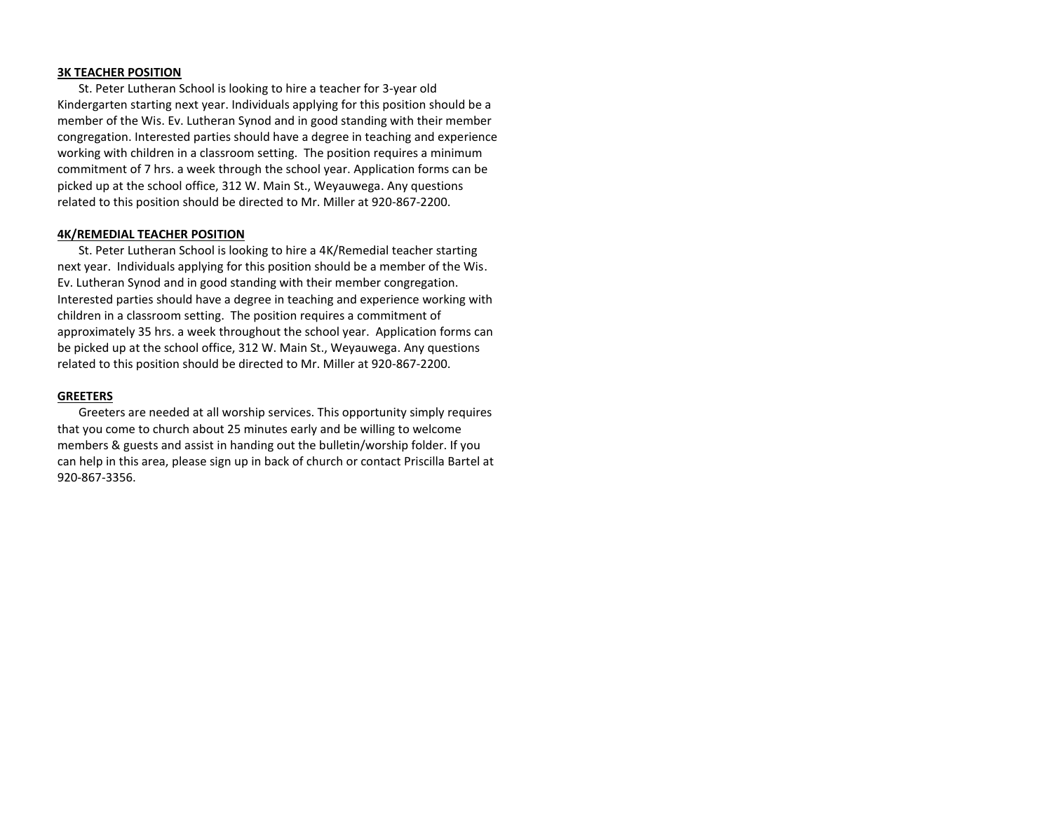**3K TEACHER POSITION**

St. Peter Lutheran School is looking to hire a teacher for 3-year old Kindergarten starting next year. Individuals applying for this position should be a member of the Wis. Ev. Lutheran Synod and in good standing with their member congregation. Interested parties should have a degree in teaching and experience working with children in a classroom setting. The position requires a minimum commitment of 7 hrs. a week through the school year. Application forms can be picked up at the school office, 312 W. Main St., Weyauwega. Any questions related to this position should be directed to Mr. Miller at 920-867-2200.

**4K/REMEDIAL TEACHER POSITION**

St. Peter Lutheran School is looking to hire a 4K/Remedial teacher starting next year. Individuals applying for this position should be a member of the Wis. Ev. Lutheran Synod and in good standing with their member congregation. Interested parties should have a degree in teaching and experience working with children in a classroom setting. The position requires a commitment of approximately 35 hrs. a week throughout the school year. Application forms can be picked up at the school office, 312 W. Main St., Weyauwega. Any questions related to this position should be directed to Mr. Miller at 920-867-2200.

**GREETERS**

Greeters are needed at all worship services. This opportunity simply requires that you come to church about 25 minutes early and be willing to welcome members & guests and assist in handing out the bulletin/worship folder. If you can help in this area, please sign up in back of church or contact Priscilla Bartel at 920-867-3356.